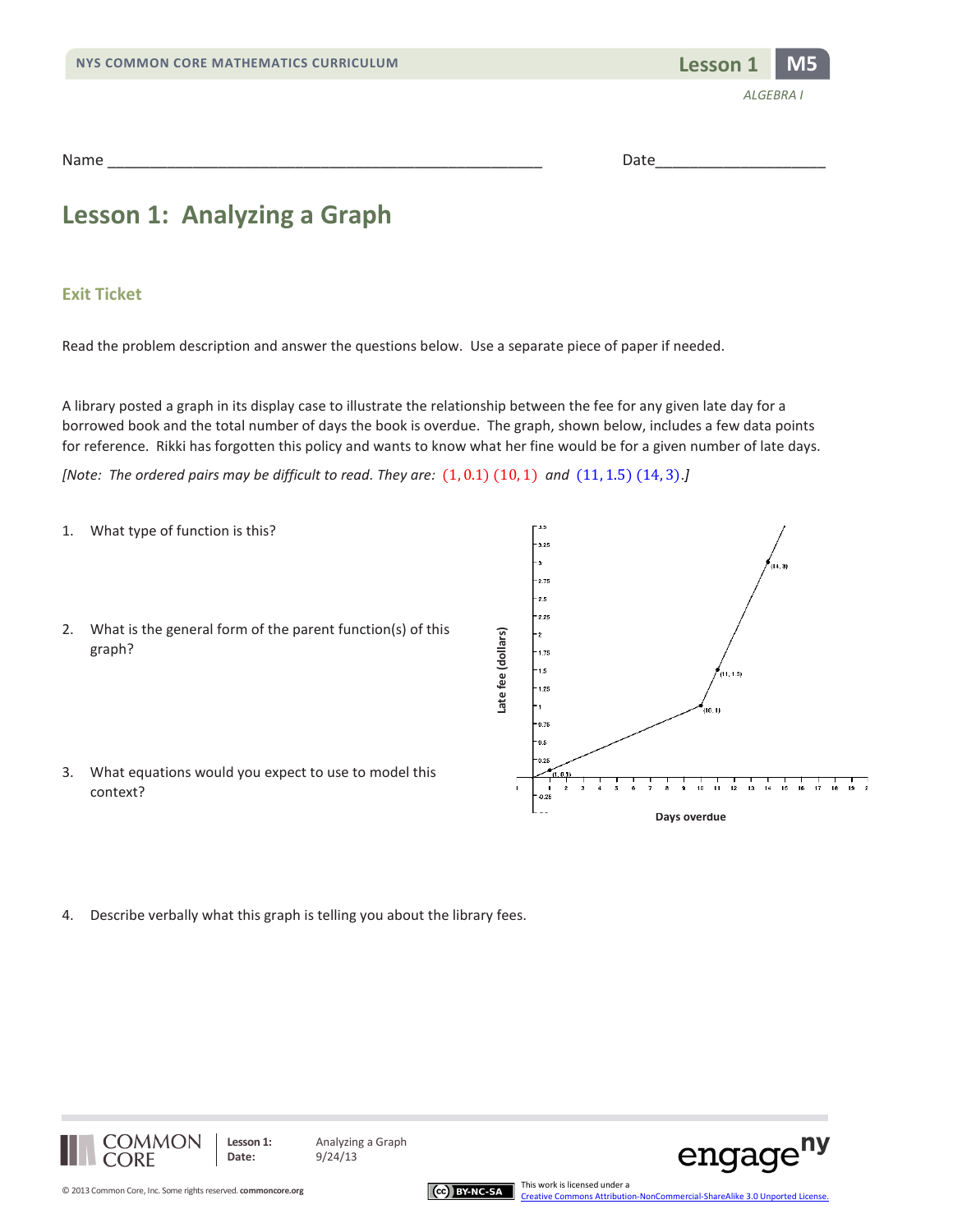Name ___________________________________________________ Date___________________

# Lesson 1: Analyzing a Graph

## Exit Ticket

Read the problem description and answer the questions below. Use a separate piece of paper if needed.

A library posted a graph in its display case to illustrate the relationship between the fee for any given late day for a borrowed book and the total number of days the book is overdue. The graph, shown below, includes a few data points for reference. Rikki has forgotten this policy and wants to know what her fine would be for a given number of late days.

*[Note: The ordered pairs may be difficult to read. They are:* $(1, 0.1)$ $(10, 1)$ *and* $(11, 1.5)$ $(14, 3)$*.]*

1. What type of function is this?

2. What is the general form of the parent function(s) of this graph?

3. What equations would you expect to use to model this context?

4. Describe verbally what this graph is telling you about the library fees.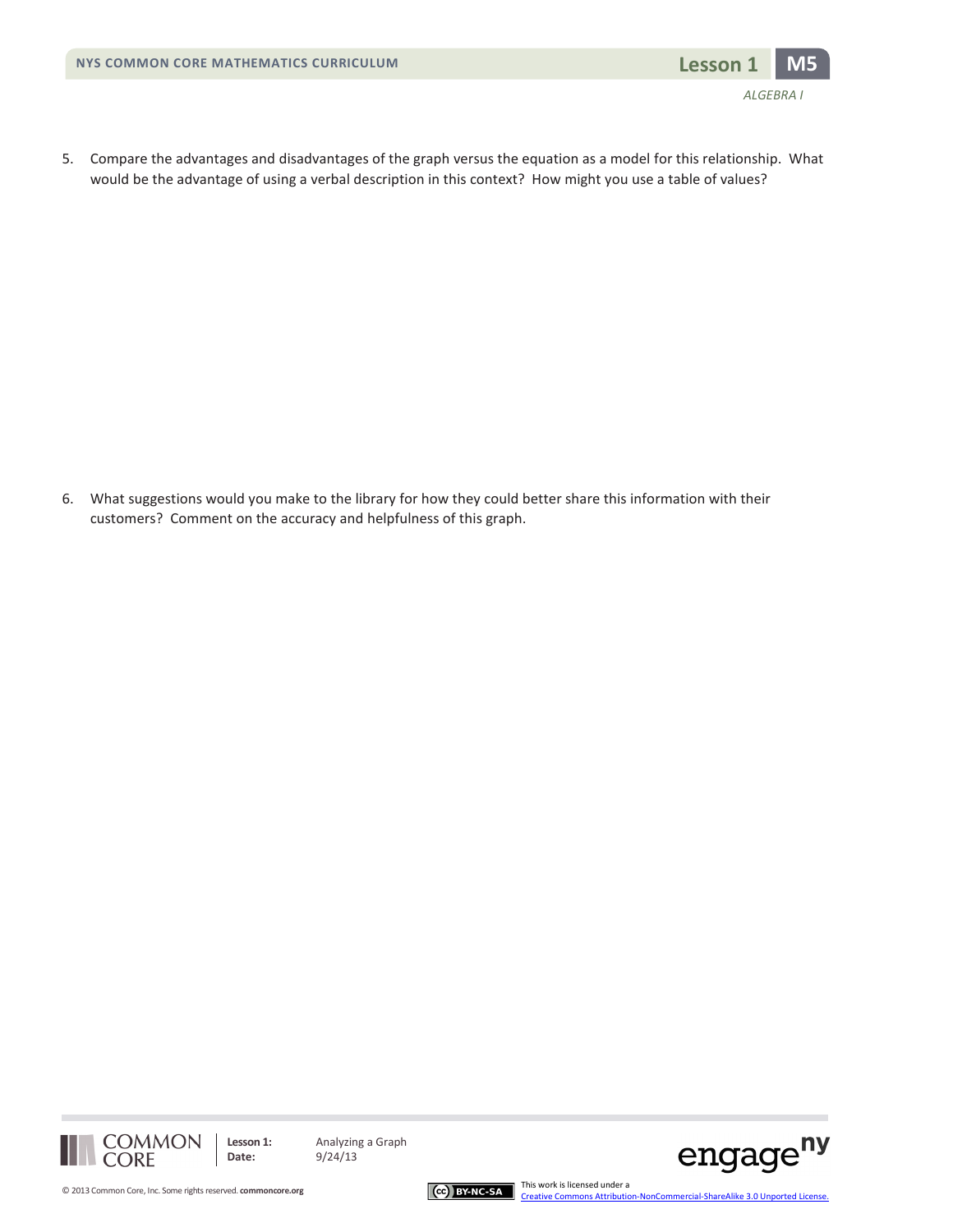5. Compare the advantages and disadvantages of the graph versus the equation as a model for this relationship. What would be the advantage of using a verbal description in this context? How might you use a table of values?

6. What suggestions would you make to the library for how they could better share this information with their customers? Comment on the accuracy and helpfulness of this graph.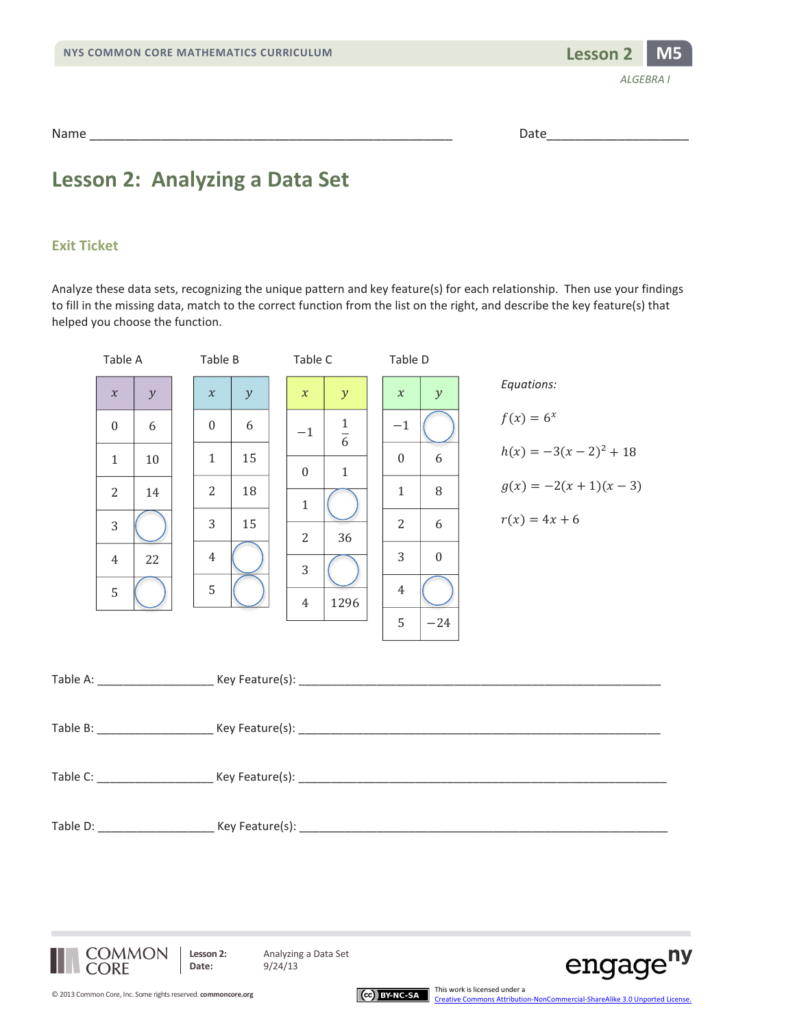Name ___________________________________________________ Date____________________

# Lesson 2: Analyzing a Data Set

## Exit Ticket

Analyze these data sets, recognizing the unique pattern and key feature(s) for each relationship. Then use your findings to fill in the missing data, match to the correct function from the list on the right, and describe the key feature(s) that helped you choose the function.

Table A

| $x$ | $y$ |
|---|---|
| 0 | 6 |
| 1 | 10 |
| 2 | 14 |
| 3 | ◯ |
| 4 | 22 |
| 5 | ◯ |

Table B

| $x$ | $y$ |
|---|---|
| 0 | 6 |
| 1 | 15 |
| 2 | 18 |
| 3 | 15 |
| 4 | ◯ |
| 5 | ◯ |

Table C

| $x$ | $y$ |
|---|---|
| $-1$ | $\frac{1}{6}$ |
| 0 | 1 |
| 1 | ◯ |
| 2 | 36 |
| 3 | ◯ |
| 4 | 1296 |

Table D

| $x$ | $y$ |
|---|---|
| $-1$ | ◯ |
| 0 | 6 |
| 1 | 8 |
| 2 | 6 |
| 3 | 0 |
| 4 | ◯ |
| 5 | $-24$ |

*Equations:*

$f(x) = 6^x$

$h(x) = -3(x-2)^2 + 18$

$g(x) = -2(x+1)(x-3)$

$r(x) = 4x + 6$

Table A: __________________ Key Feature(s): ________________________________________________________

Table B: __________________ Key Feature(s): ________________________________________________________

Table C: __________________ Key Feature(s): ________________________________________________________

Table D: __________________ Key Feature(s): ________________________________________________________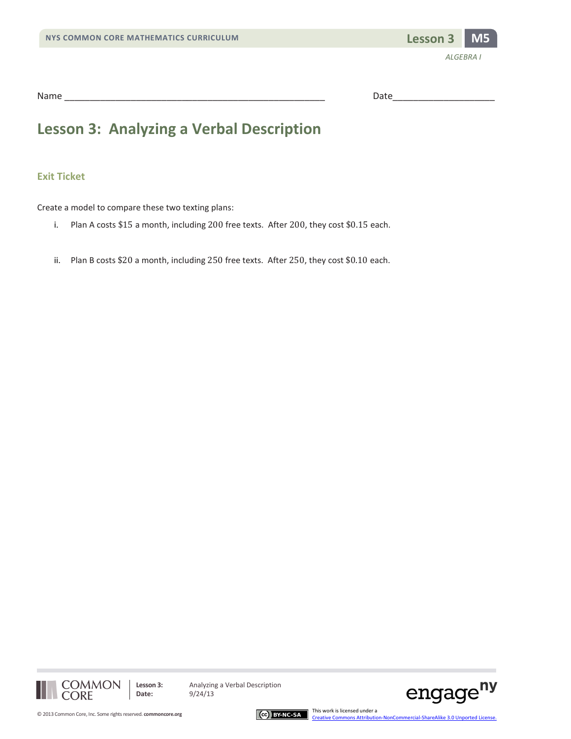Name ___________________________________________________ Date____________________

# Lesson 3: Analyzing a Verbal Description

## Exit Ticket

Create a model to compare these two texting plans:

i. Plan A costs $\$15$ a month, including $200$ free texts. After $200$, they cost $\$0.15$ each.

ii. Plan B costs $\$20$ a month, including $250$ free texts. After $250$, they cost $\$0.10$ each.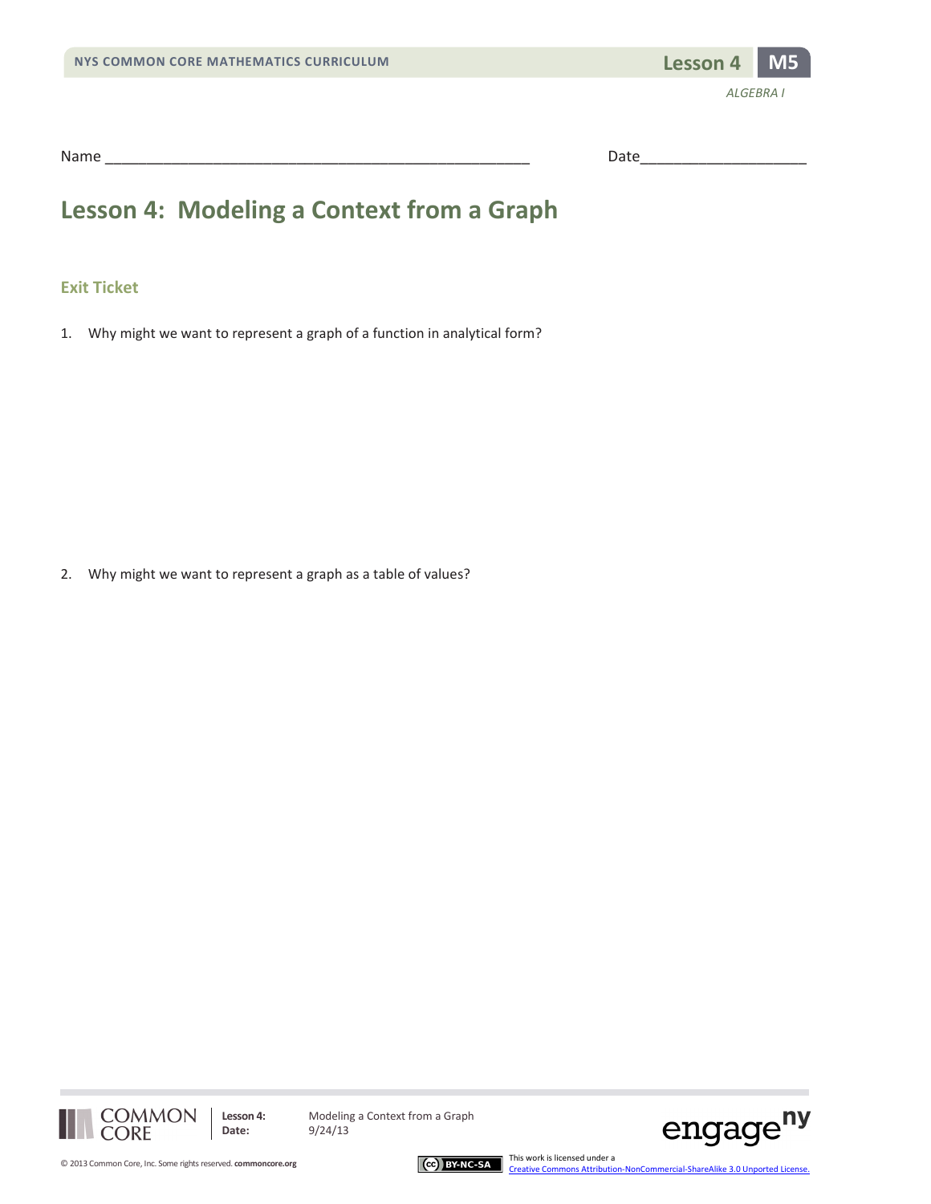Name ___________________________________________________ Date____________________

# Lesson 4: Modeling a Context from a Graph

## Exit Ticket

1. Why might we want to represent a graph of a function in analytical form?

2. Why might we want to represent a graph as a table of values?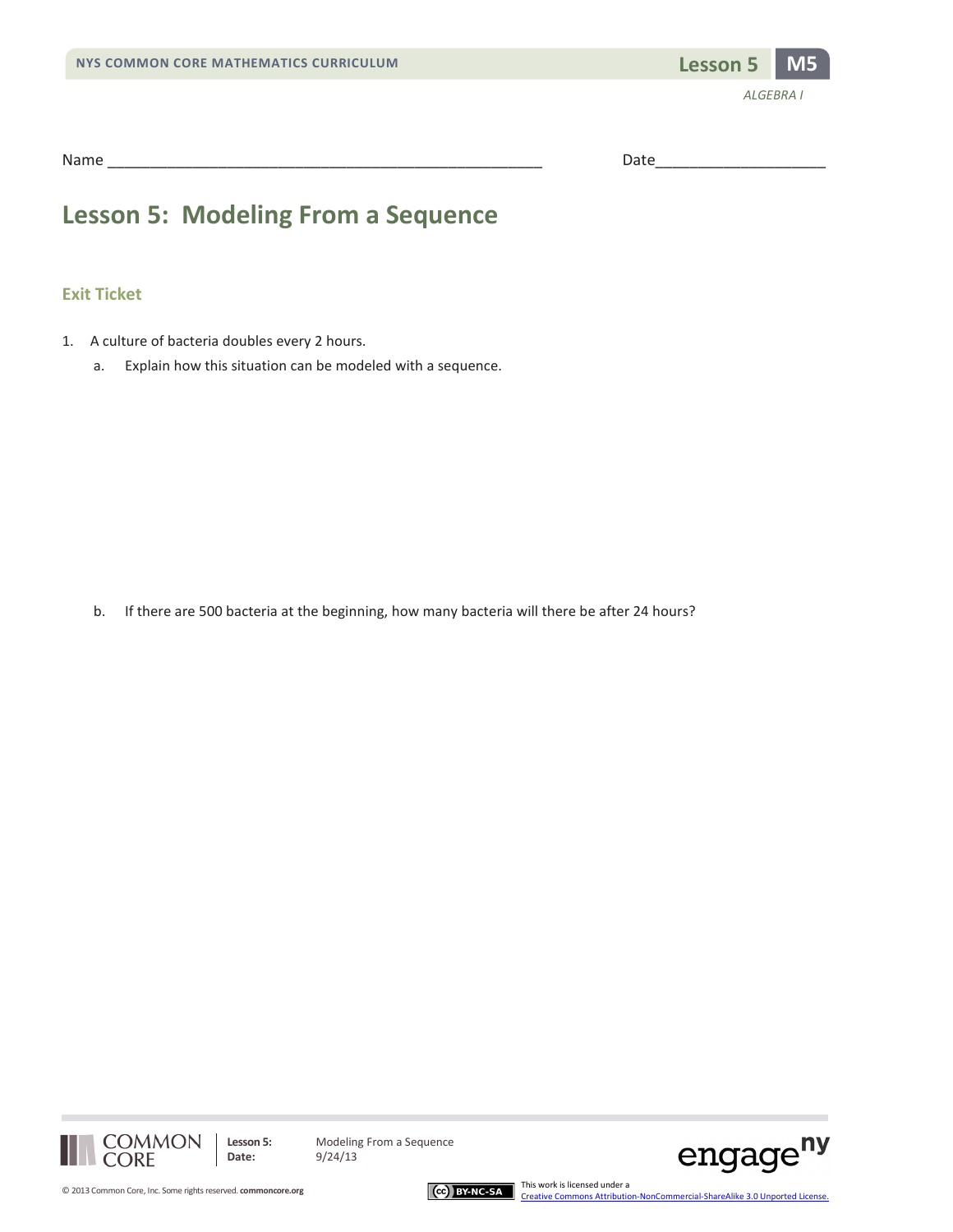Name ___________________________________________________ Date____________________

# Lesson 5: Modeling From a Sequence

## Exit Ticket

1. A culture of bacteria doubles every 2 hours.

   a. Explain how this situation can be modeled with a sequence.

   b. If there are 500 bacteria at the beginning, how many bacteria will there be after 24 hours?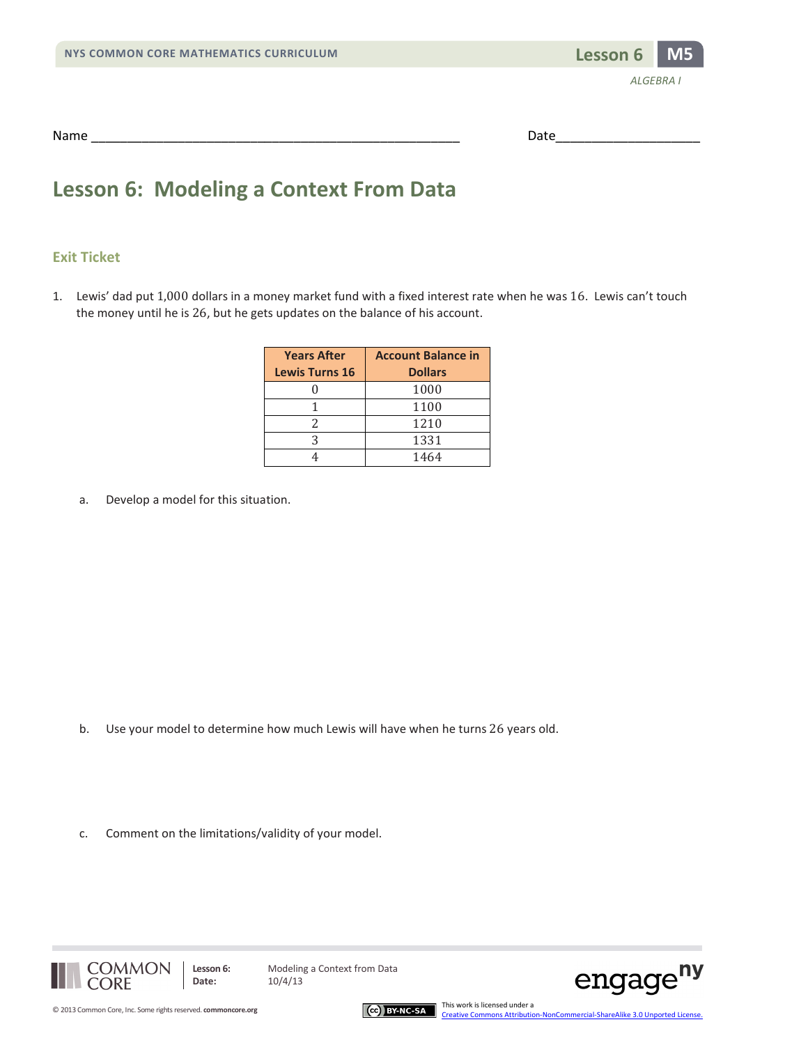Name ___________________________________________________ Date____________________

# Lesson 6: Modeling a Context From Data

## Exit Ticket

1. Lewis' dad put $1,000$ dollars in a money market fund with a fixed interest rate when he was $16$. Lewis can't touch the money until he is $26$, but he gets updates on the balance of his account.

| Years After Lewis Turns 16 | Account Balance in Dollars |
|---|---|
| $0$ | $1000$ |
| $1$ | $1100$ |
| $2$ | $1210$ |
| $3$ | $1331$ |
| $4$ | $1464$ |

   a. Develop a model for this situation.

   b. Use your model to determine how much Lewis will have when he turns $26$ years old.

   c. Comment on the limitations/validity of your model.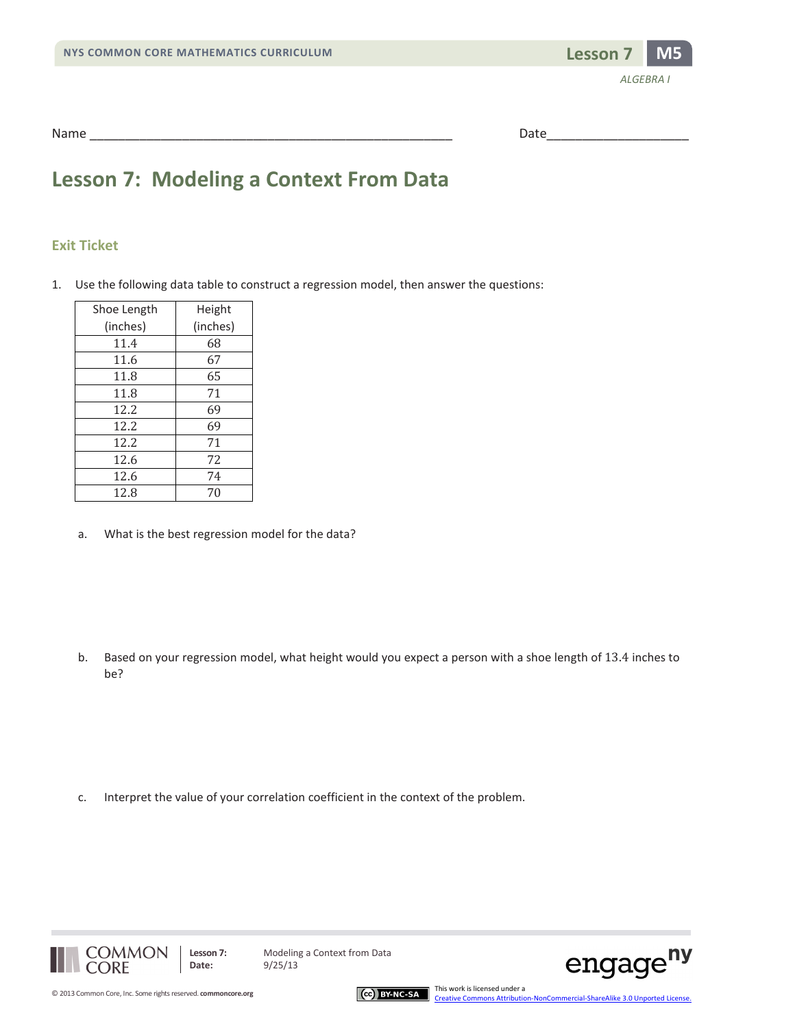Name ___________________________________________________ Date____________________

# Lesson 7: Modeling a Context From Data

## Exit Ticket

1. Use the following data table to construct a regression model, then answer the questions:

| Shoe Length (inches) | Height (inches) |
|---|---|
| 11.4 | 68 |
| 11.6 | 67 |
| 11.8 | 65 |
| 11.8 | 71 |
| 12.2 | 69 |
| 12.2 | 69 |
| 12.2 | 71 |
| 12.6 | 72 |
| 12.6 | 74 |
| 12.8 | 70 |

   a. What is the best regression model for the data?

   b. Based on your regression model, what height would you expect a person with a shoe length of 13.4 inches to be?

   c. Interpret the value of your correlation coefficient in the context of the problem.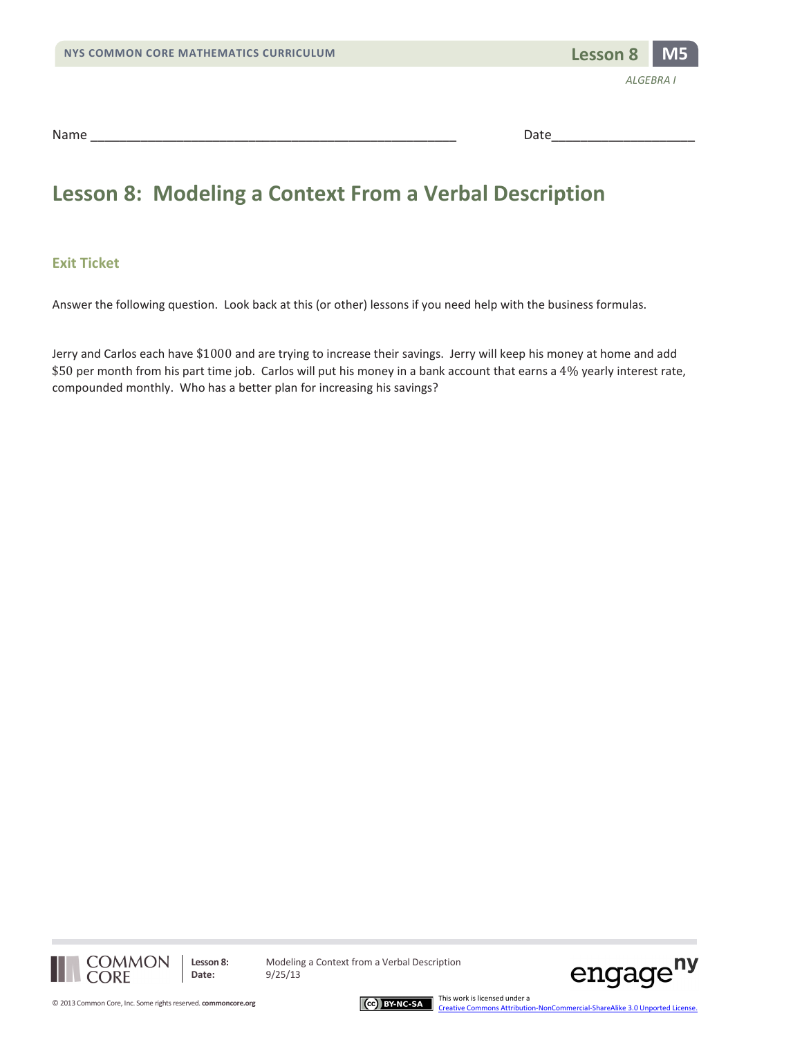Name ___________________________________________________ Date____________________

# Lesson 8: Modeling a Context From a Verbal Description

## Exit Ticket

Answer the following question. Look back at this (or other) lessons if you need help with the business formulas.

Jerry and Carlos each have $\$1000$ and are trying to increase their savings. Jerry will keep his money at home and add $\$50$ per month from his part time job. Carlos will put his money in a bank account that earns a $4\%$ yearly interest rate, compounded monthly. Who has a better plan for increasing his savings?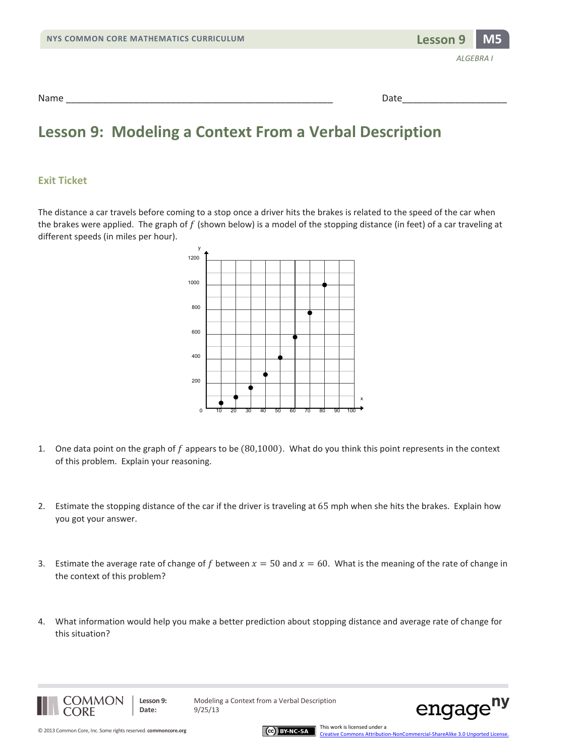Name ___________________________________________________ Date____________________

# Lesson 9: Modeling a Context From a Verbal Description

## Exit Ticket

The distance a car travels before coming to a stop once a driver hits the brakes is related to the speed of the car when the brakes were applied. The graph of $f$ (shown below) is a model of the stopping distance (in feet) of a car traveling at different speeds (in miles per hour).

1. One data point on the graph of $f$ appears to be $(80, 1000)$. What do you think this point represents in the context of this problem. Explain your reasoning.

2. Estimate the stopping distance of the car if the driver is traveling at $65$ mph when she hits the brakes. Explain how you got your answer.

3. Estimate the average rate of change of $f$ between $x = 50$ and $x = 60$. What is the meaning of the rate of change in the context of this problem?

4. What information would help you make a better prediction about stopping distance and average rate of change for this situation?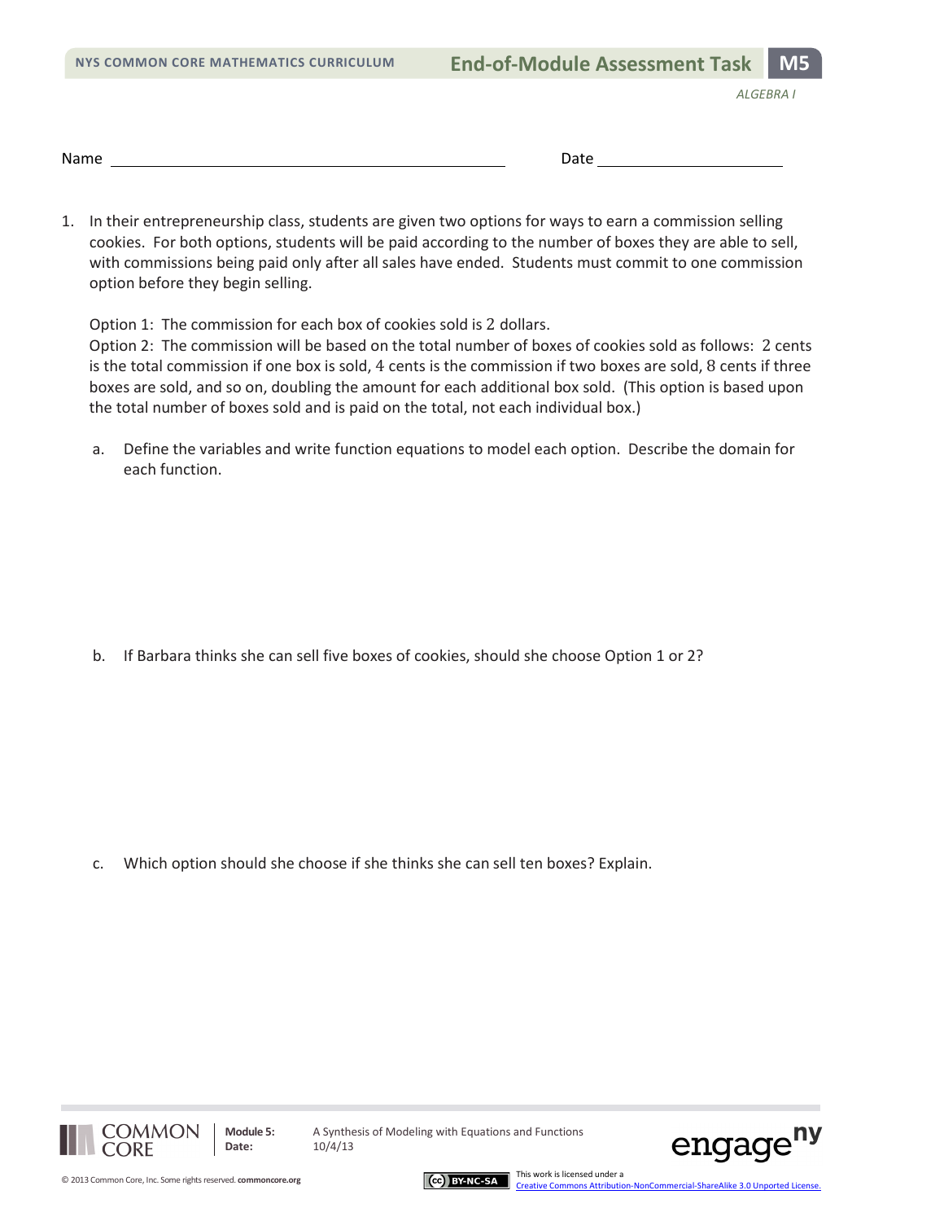Name ______________________________ Date ______________

1. In their entrepreneurship class, students are given two options for ways to earn a commission selling cookies. For both options, students will be paid according to the number of boxes they are able to sell, with commissions being paid only after all sales have ended. Students must commit to one commission option before they begin selling.

   Option 1: The commission for each box of cookies sold is $2$ dollars.
   Option 2: The commission will be based on the total number of boxes of cookies sold as follows: $2$ cents is the total commission if one box is sold, $4$ cents is the commission if two boxes are sold, $8$ cents if three boxes are sold, and so on, doubling the amount for each additional box sold. (This option is based upon the total number of boxes sold and is paid on the total, not each individual box.)

   a. Define the variables and write function equations to model each option. Describe the domain for each function.

   b. If Barbara thinks she can sell five boxes of cookies, should she choose Option 1 or 2?

   c. Which option should she choose if she thinks she can sell ten boxes? Explain.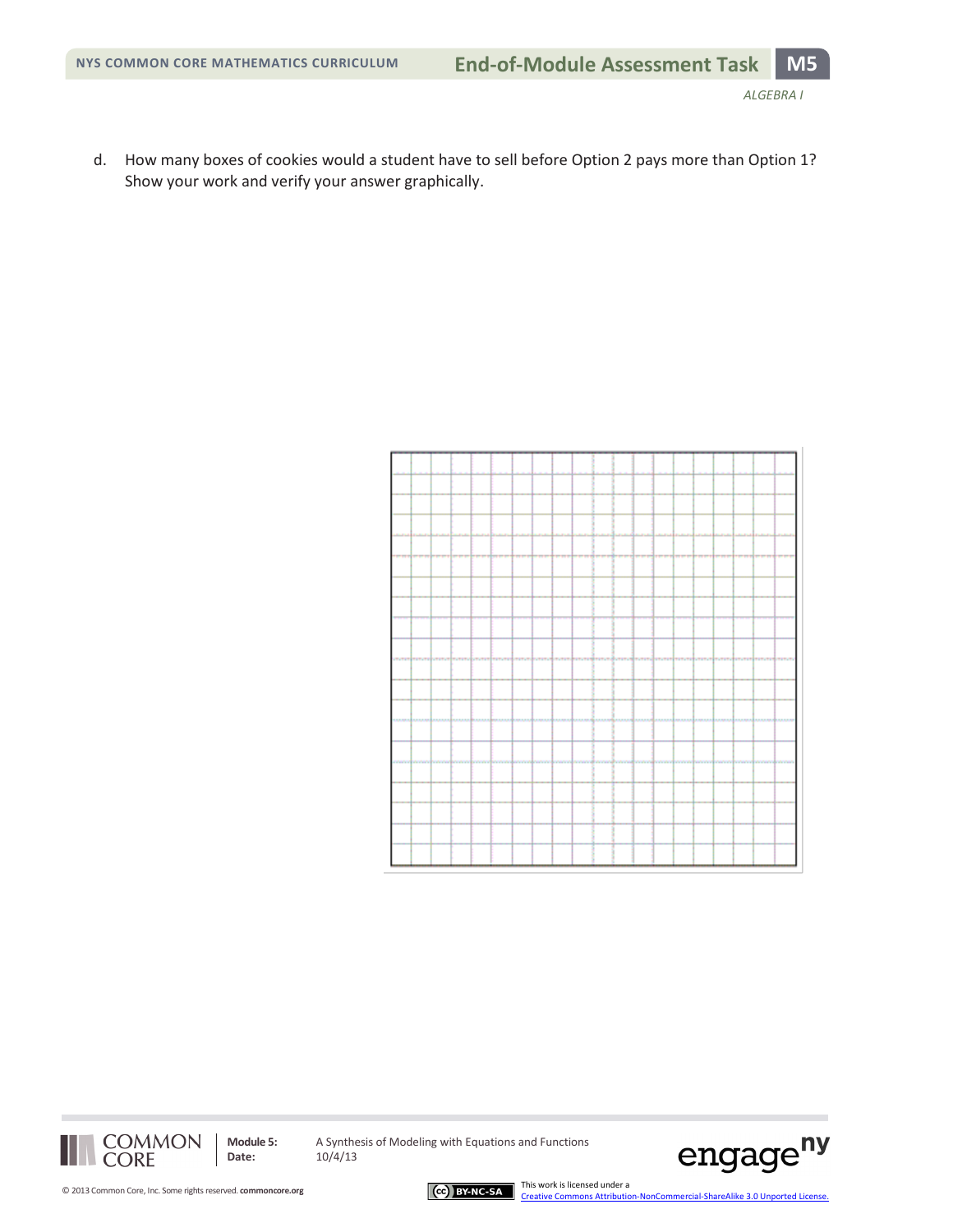d. How many boxes of cookies would a student have to sell before Option 2 pays more than Option 1? Show your work and verify your answer graphically.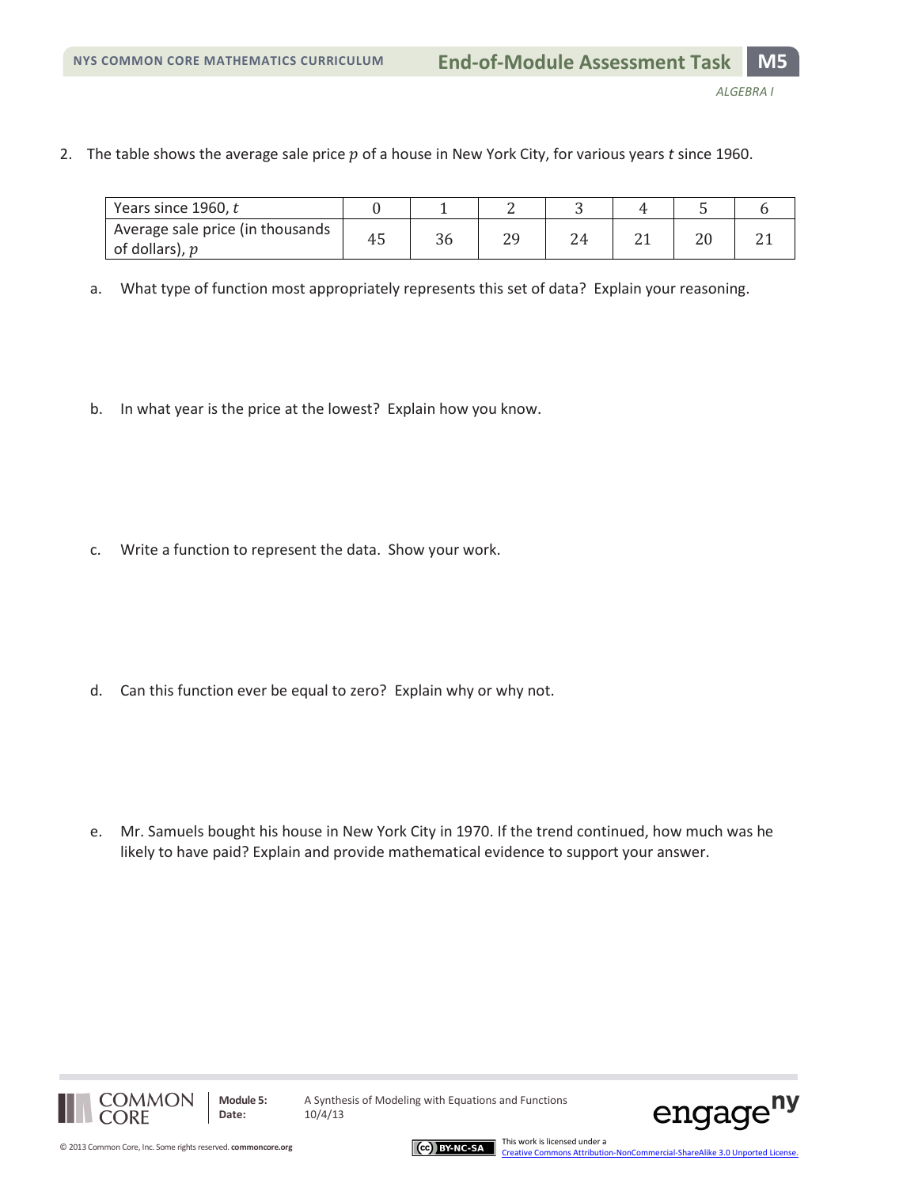2. The table shows the average sale price $p$ of a house in New York City, for various years $t$ since 1960.

| Years since 1960, $t$ | 0 | 1 | 2 | 3 | 4 | 5 | 6 |
|---|---|---|---|---|---|---|---|
| Average sale price (in thousands of dollars), $p$ | 45 | 36 | 29 | 24 | 21 | 20 | 21 |

a. What type of function most appropriately represents this set of data? Explain your reasoning.

b. In what year is the price at the lowest? Explain how you know.

c. Write a function to represent the data. Show your work.

d. Can this function ever be equal to zero? Explain why or why not.

e. Mr. Samuels bought his house in New York City in 1970. If the trend continued, how much was he likely to have paid? Explain and provide mathematical evidence to support your answer.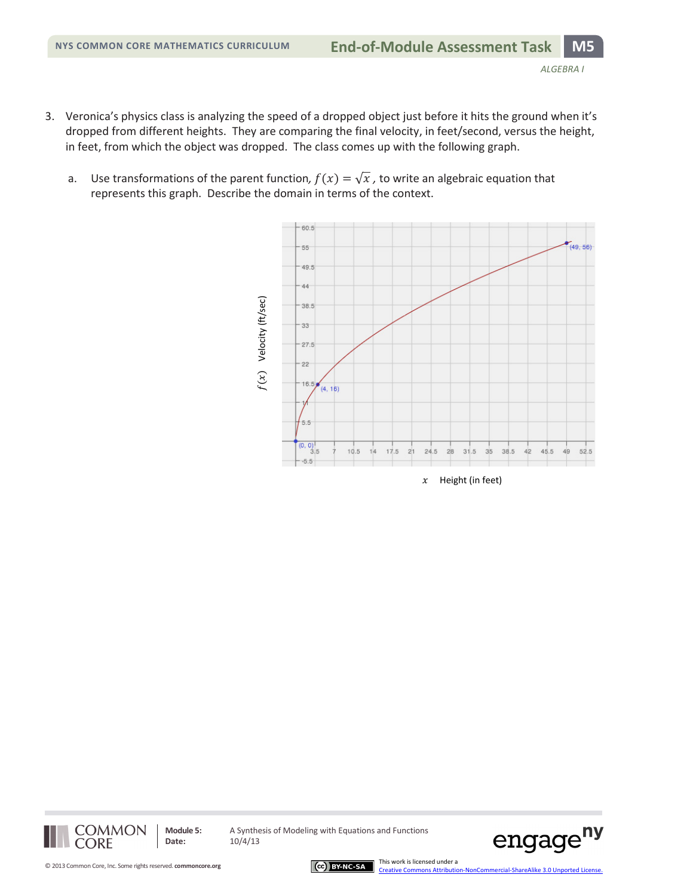3. Veronica's physics class is analyzing the speed of a dropped object just before it hits the ground when it's dropped from different heights. They are comparing the final velocity, in feet/second, versus the height, in feet, from which the object was dropped. The class comes up with the following graph.

   a. Use transformations of the parent function, $f(x) = \sqrt{x}$, to write an algebraic equation that represents this graph. Describe the domain in terms of the context.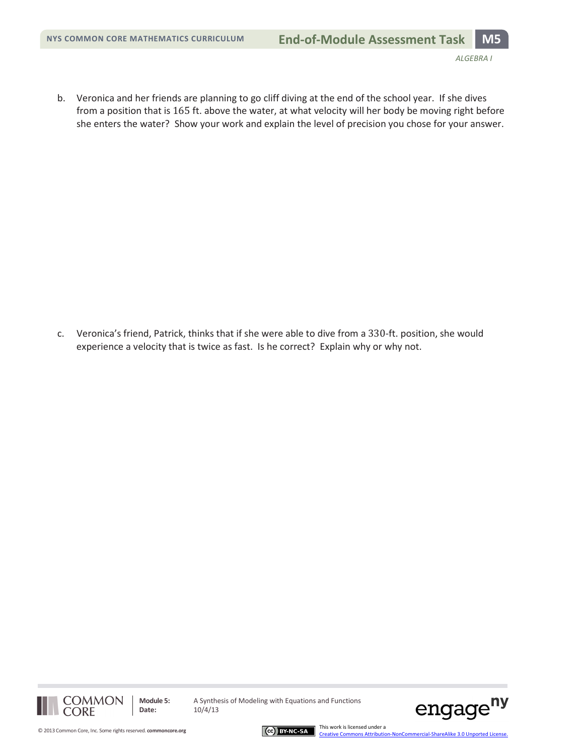b. Veronica and her friends are planning to go cliff diving at the end of the school year. If she dives from a position that is 165 ft. above the water, at what velocity will her body be moving right before she enters the water? Show your work and explain the level of precision you chose for your answer.

c. Veronica's friend, Patrick, thinks that if she were able to dive from a 330-ft. position, she would experience a velocity that is twice as fast. Is he correct? Explain why or why not.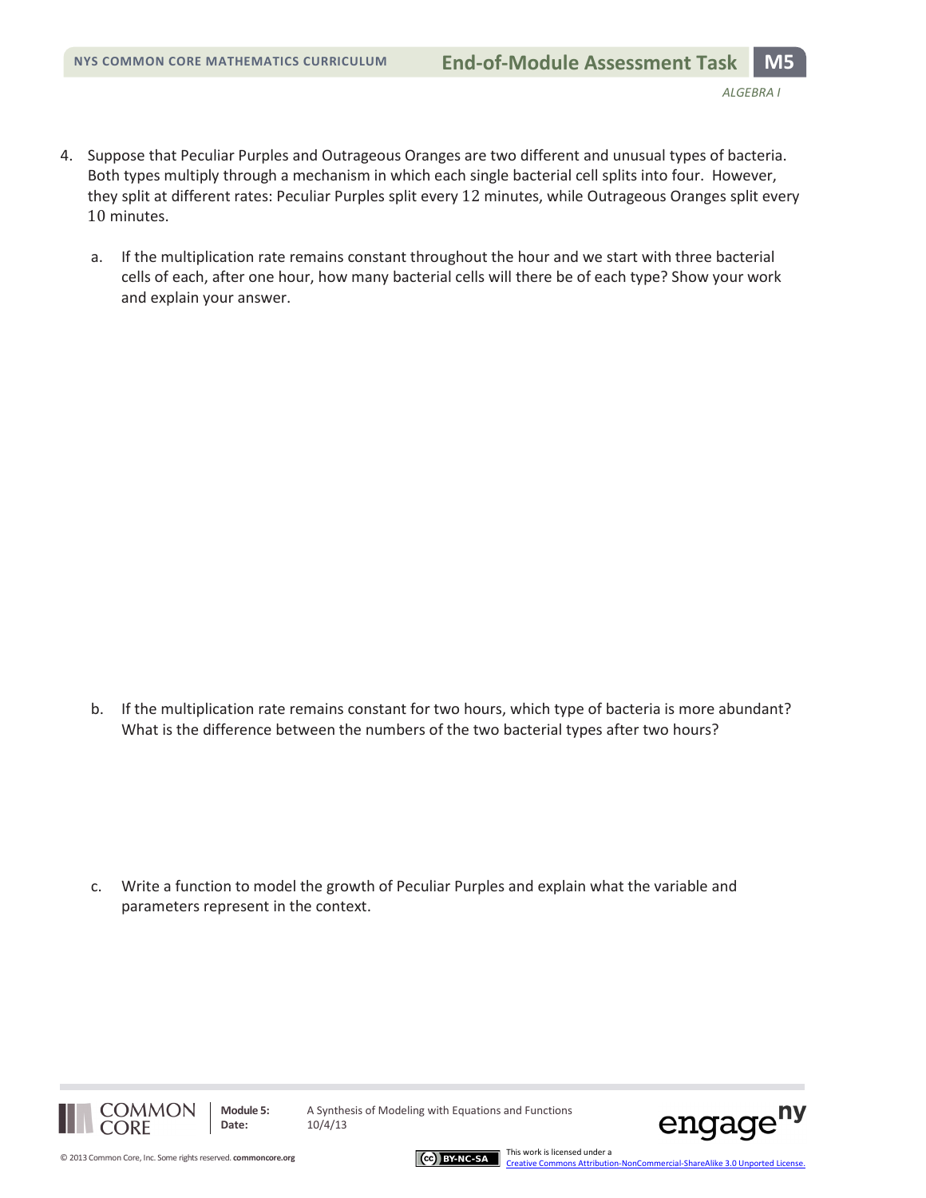4. Suppose that Peculiar Purples and Outrageous Oranges are two different and unusual types of bacteria. Both types multiply through a mechanism in which each single bacterial cell splits into four. However, they split at different rates: Peculiar Purples split every $12$ minutes, while Outrageous Oranges split every $10$ minutes.

   a. If the multiplication rate remains constant throughout the hour and we start with three bacterial cells of each, after one hour, how many bacterial cells will there be of each type? Show your work and explain your answer.

   b. If the multiplication rate remains constant for two hours, which type of bacteria is more abundant? What is the difference between the numbers of the two bacterial types after two hours?

   c. Write a function to model the growth of Peculiar Purples and explain what the variable and parameters represent in the context.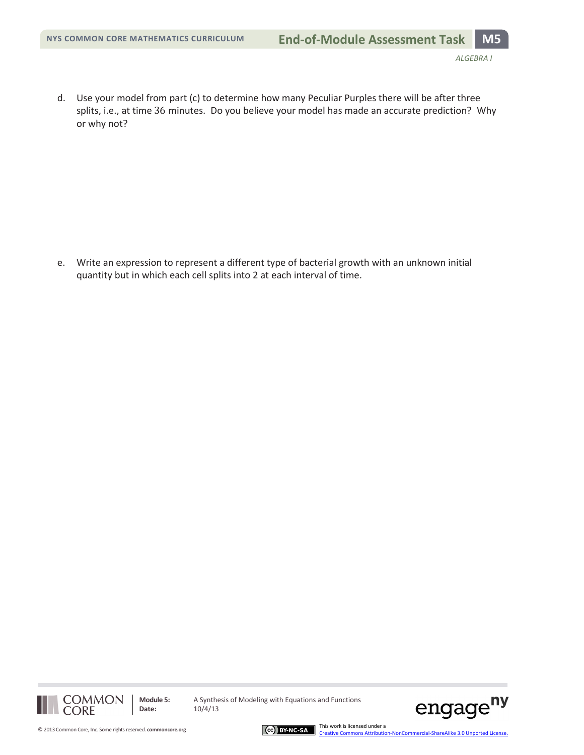d. Use your model from part (c) to determine how many Peculiar Purples there will be after three splits, i.e., at time 36 minutes. Do you believe your model has made an accurate prediction? Why or why not?

e. Write an expression to represent a different type of bacterial growth with an unknown initial quantity but in which each cell splits into 2 at each interval of time.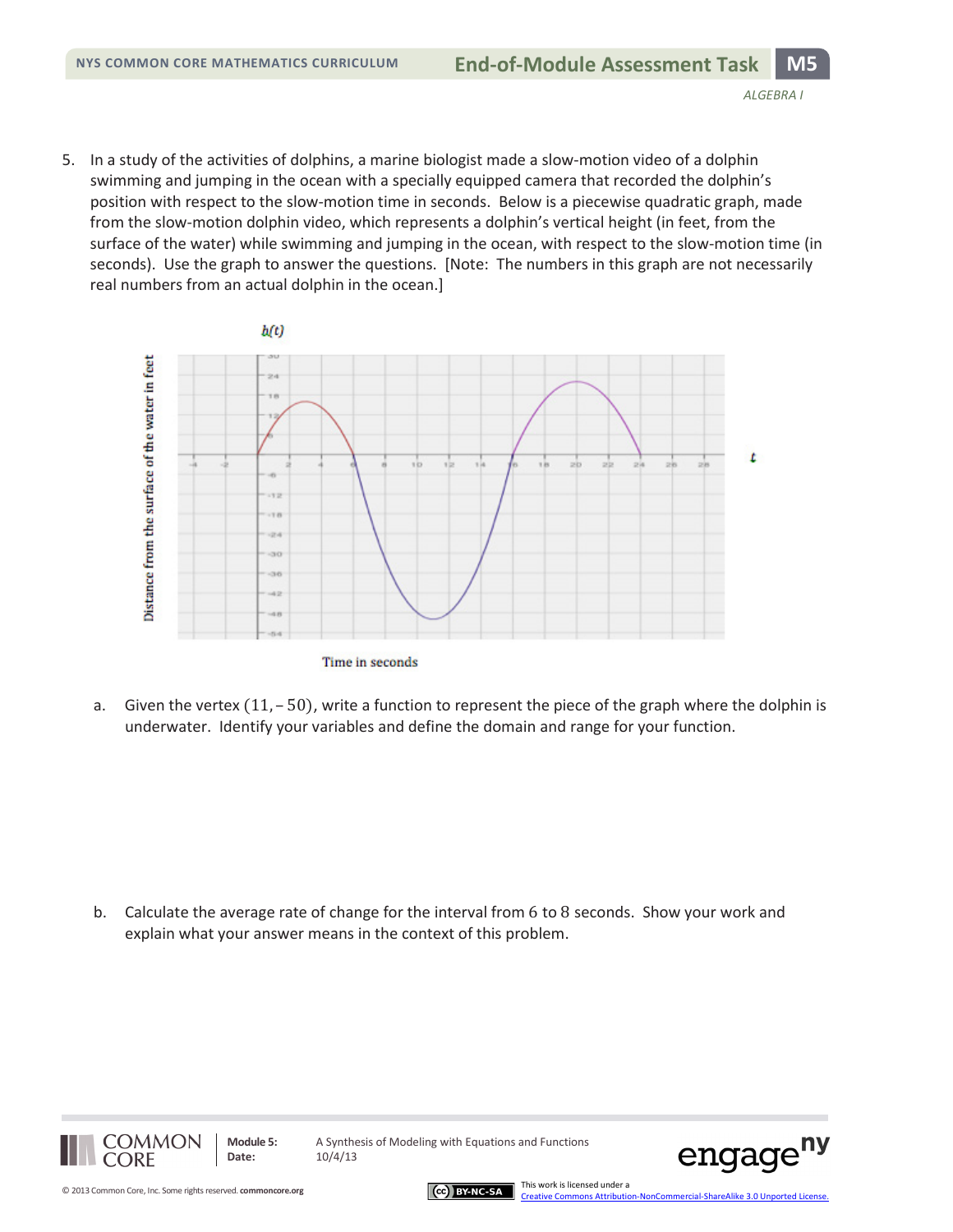5. In a study of the activities of dolphins, a marine biologist made a slow-motion video of a dolphin swimming and jumping in the ocean with a specially equipped camera that recorded the dolphin's position with respect to the slow-motion time in seconds. Below is a piecewise quadratic graph, made from the slow-motion dolphin video, which represents a dolphin's vertical height (in feet, from the surface of the water) while swimming and jumping in the ocean, with respect to the slow-motion time (in seconds). Use the graph to answer the questions. [Note: The numbers in this graph are not necessarily real numbers from an actual dolphin in the ocean.]

   a. Given the vertex $(11, -50)$, write a function to represent the piece of the graph where the dolphin is underwater. Identify your variables and define the domain and range for your function.

   b. Calculate the average rate of change for the interval from $6$ to $8$ seconds. Show your work and explain what your answer means in the context of this problem.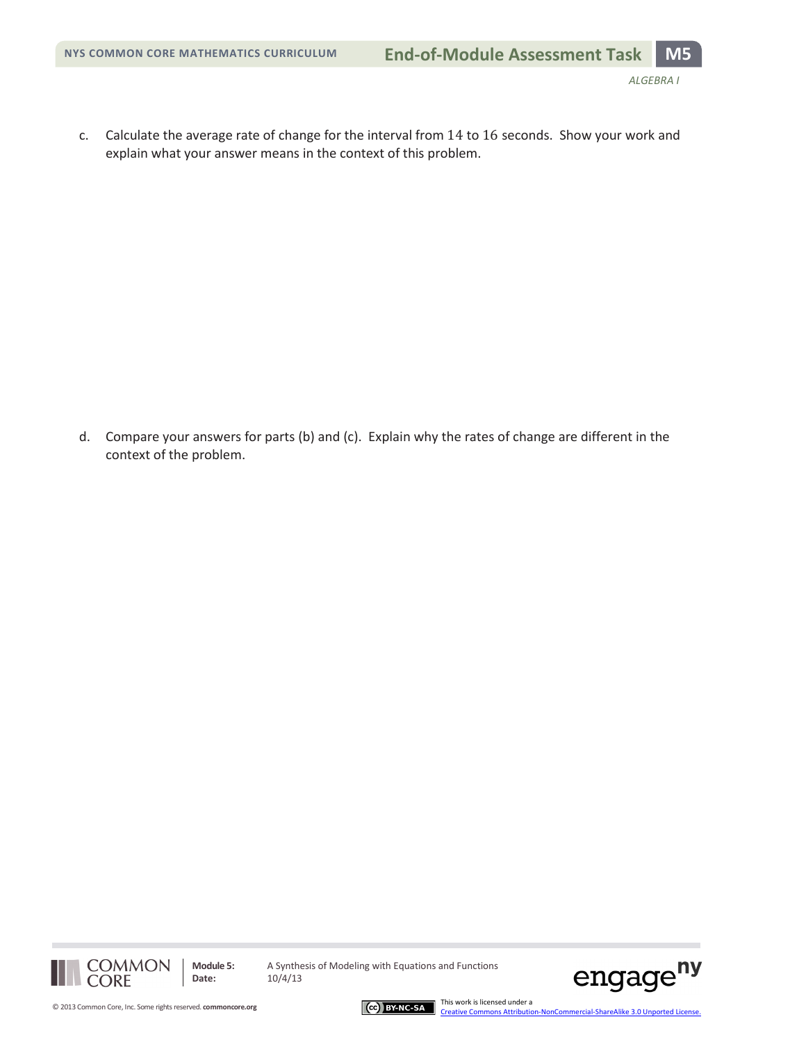c. Calculate the average rate of change for the interval from 14 to 16 seconds. Show your work and explain what your answer means in the context of this problem.

d. Compare your answers for parts (b) and (c). Explain why the rates of change are different in the context of the problem.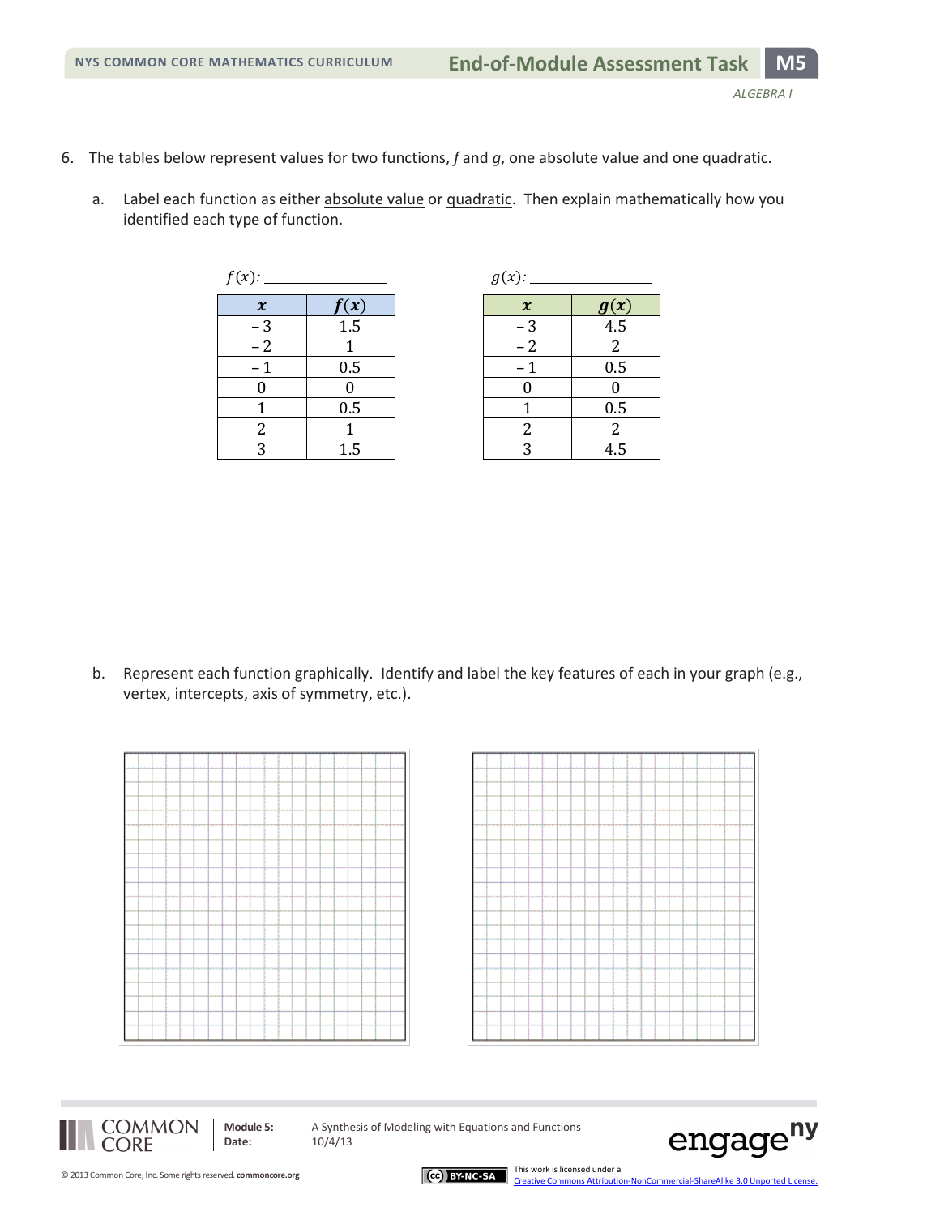6. The tables below represent values for two functions, *f* and *g*, one absolute value and one quadratic.

   a. Label each function as either absolute value or quadratic. Then explain mathematically how you identified each type of function.

$f(x)$: ______________

| $x$ | $f(x)$ |
|---|---|
| −3 | 1.5 |
| −2 | 1 |
| −1 | 0.5 |
| 0 | 0 |
| 1 | 0.5 |
| 2 | 1 |
| 3 | 1.5 |

$g(x)$: ______________

| $x$ | $g(x)$ |
|---|---|
| −3 | 4.5 |
| −2 | 2 |
| −1 | 0.5 |
| 0 | 0 |
| 1 | 0.5 |
| 2 | 2 |
| 3 | 4.5 |

   b. Represent each function graphically. Identify and label the key features of each in your graph (e.g., vertex, intercepts, axis of symmetry, etc.).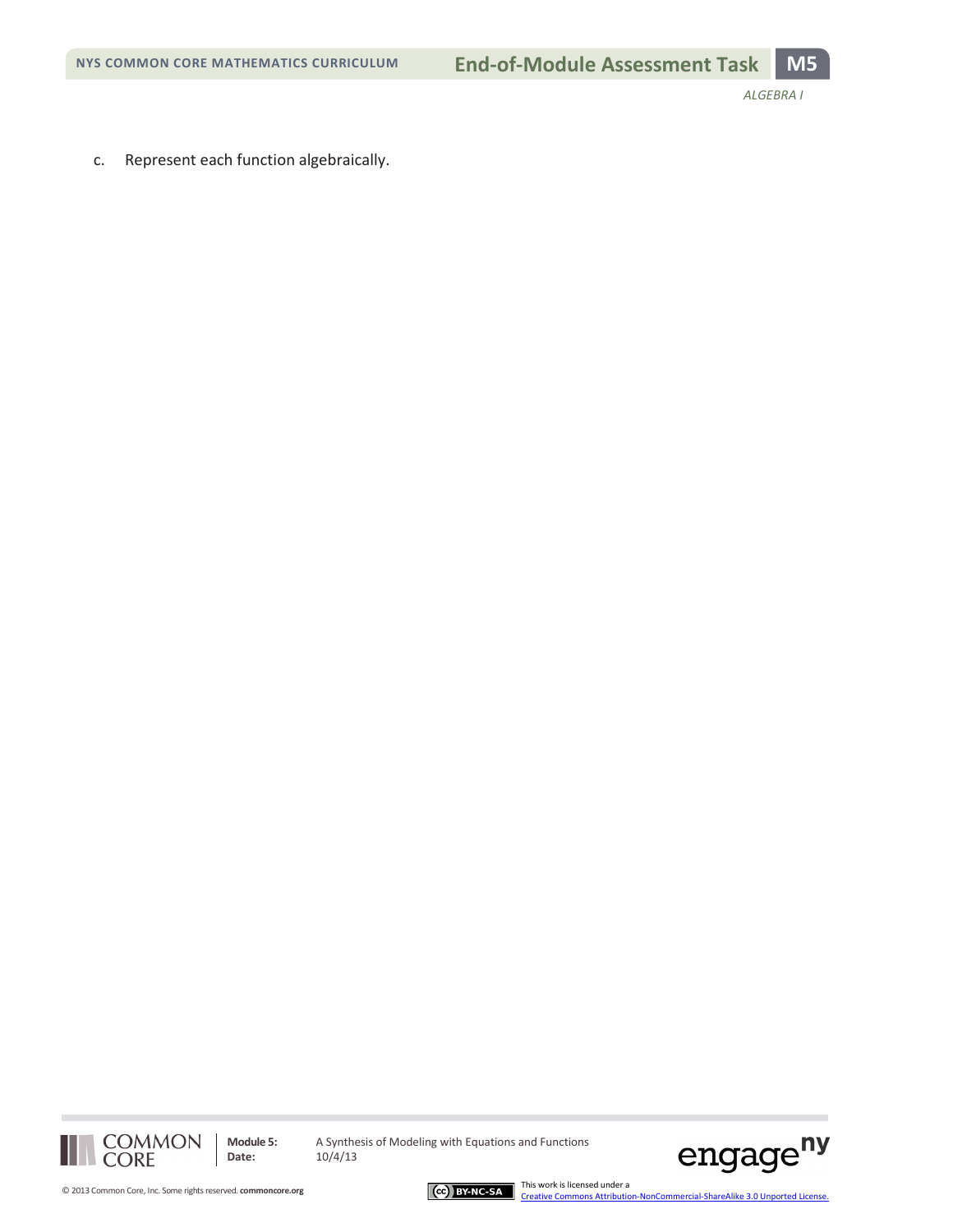c. Represent each function algebraically.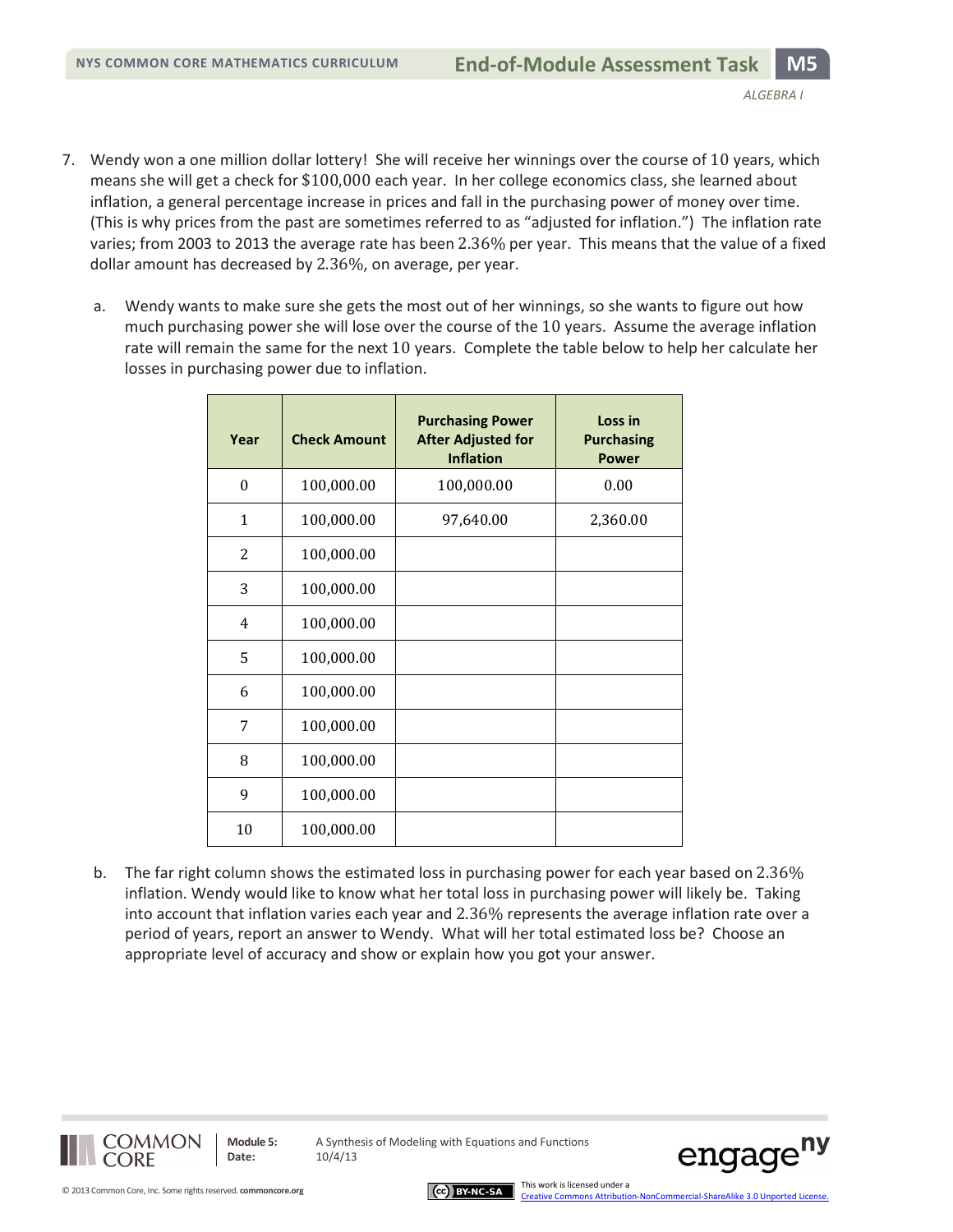7. Wendy won a one million dollar lottery! She will receive her winnings over the course of 10 years, which means she will get a check for \$100,000 each year. In her college economics class, she learned about inflation, a general percentage increase in prices and fall in the purchasing power of money over time. (This is why prices from the past are sometimes referred to as "adjusted for inflation.") The inflation rate varies; from 2003 to 2013 the average rate has been 2.36% per year. This means that the value of a fixed dollar amount has decreased by 2.36%, on average, per year.

   a. Wendy wants to make sure she gets the most out of her winnings, so she wants to figure out how much purchasing power she will lose over the course of the 10 years. Assume the average inflation rate will remain the same for the next 10 years. Complete the table below to help her calculate her losses in purchasing power due to inflation.

| Year | Check Amount | Purchasing Power After Adjusted for Inflation | Loss in Purchasing Power |
|---|---|---|---|
| 0 | 100,000.00 | 100,000.00 | 0.00 |
| 1 | 100,000.00 | 97,640.00 | 2,360.00 |
| 2 | 100,000.00 | | |
| 3 | 100,000.00 | | |
| 4 | 100,000.00 | | |
| 5 | 100,000.00 | | |
| 6 | 100,000.00 | | |
| 7 | 100,000.00 | | |
| 8 | 100,000.00 | | |
| 9 | 100,000.00 | | |
| 10 | 100,000.00 | | |

   b. The far right column shows the estimated loss in purchasing power for each year based on 2.36% inflation. Wendy would like to know what her total loss in purchasing power will likely be. Taking into account that inflation varies each year and 2.36% represents the average inflation rate over a period of years, report an answer to Wendy. What will her total estimated loss be? Choose an appropriate level of accuracy and show or explain how you got your answer.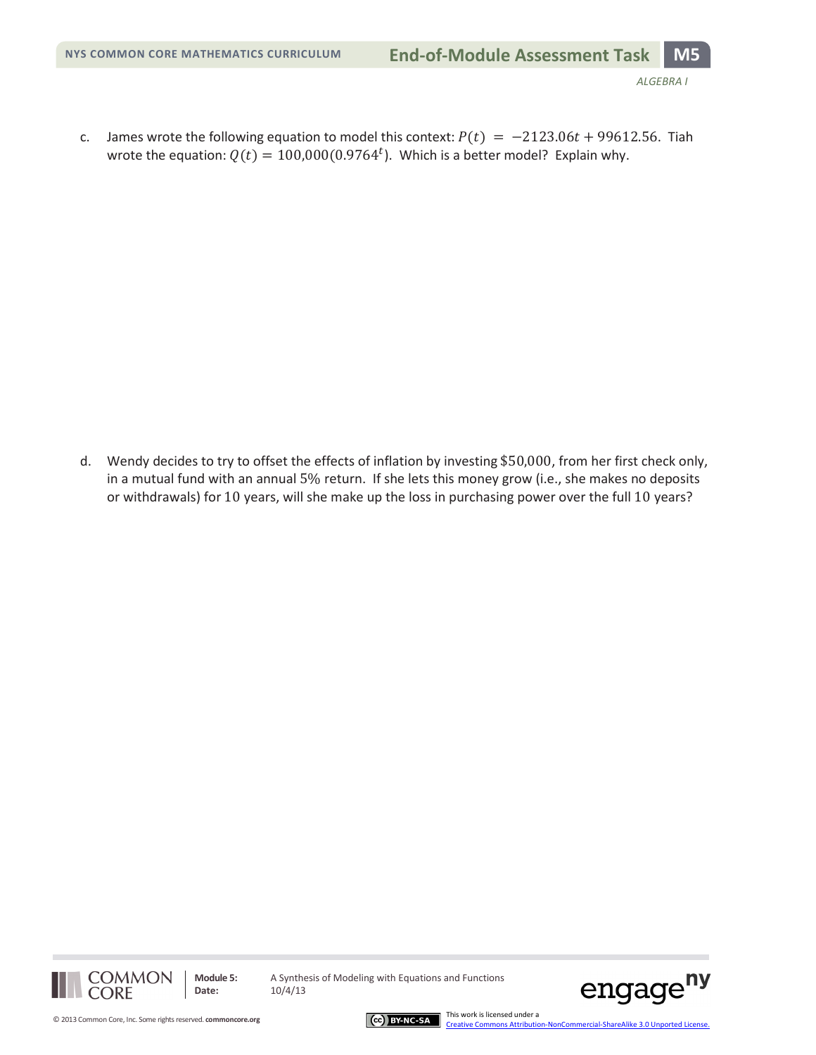c. James wrote the following equation to model this context: $P(t) = -2123.06t + 99612.56$. Tiah wrote the equation: $Q(t) = 100{,}000(0.9764^t)$. Which is a better model? Explain why.

d. Wendy decides to try to offset the effects of inflation by investing $\$50{,}000$, from her first check only, in a mutual fund with an annual $5\%$ return. If she lets this money grow (i.e., she makes no deposits or withdrawals) for $10$ years, will she make up the loss in purchasing power over the full $10$ years?